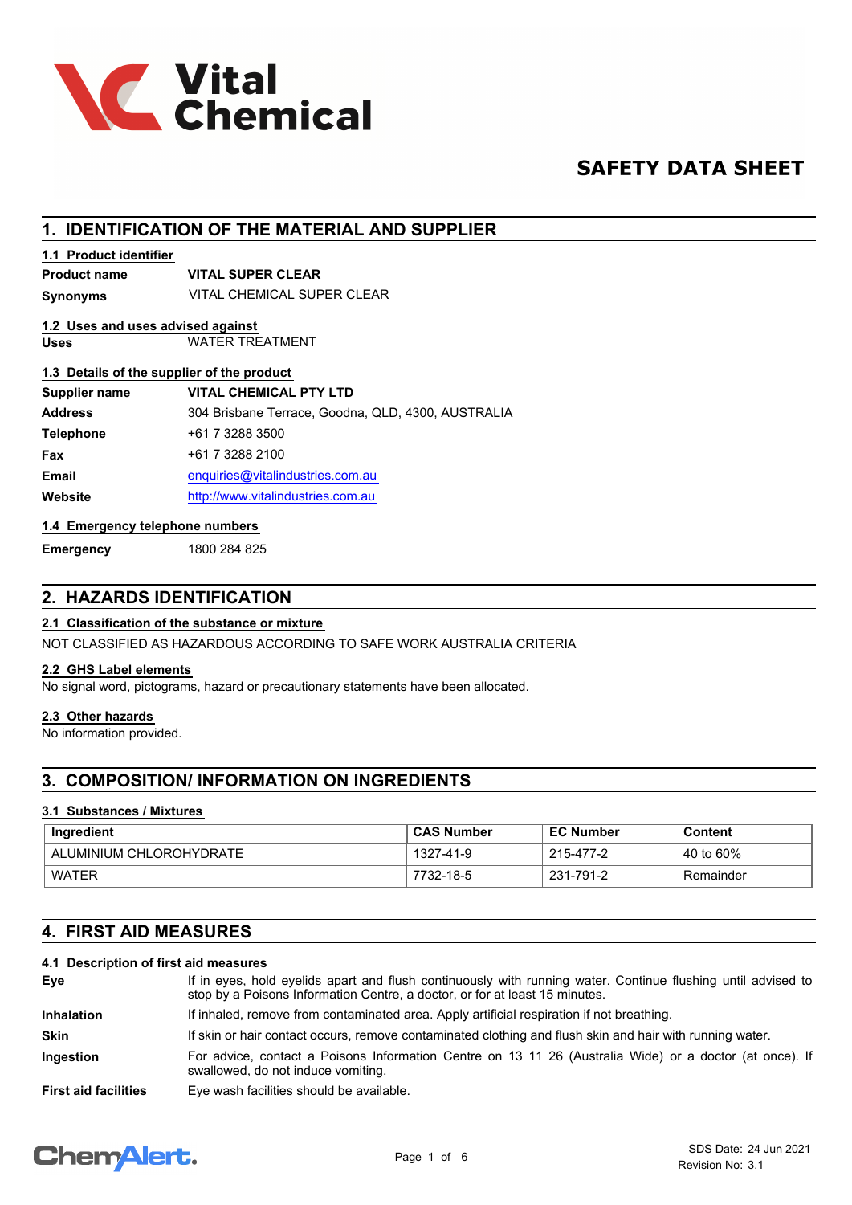# Vital Chemical

# SAFETY DATA SHEET

## 1. IDENTIFICATION OF THE MATERIAL AND SUPPLIER

### 1.1 Product identifier

**Product name** **VITAL SUPER CLEAR**

**Synonyms** VITAL CHEMICAL SUPER CLEAR

### 1.2 Uses and uses advised against

**Uses** WATER TREATMENT

### 1.3 Details of the supplier of the product

**Supplier name** **VITAL CHEMICAL PTY LTD**

**Address** 304 Brisbane Terrace, Goodna, QLD, 4300, AUSTRALIA

**Telephone** +61 7 3288 3500

**Fax** +61 7 3288 2100

**Email** enquiries@vitalindustries.com.au

**Website** http://www.vitalindustries.com.au

### 1.4 Emergency telephone numbers

**Emergency** 1800 284 825

## 2. HAZARDS IDENTIFICATION

### 2.1 Classification of the substance or mixture

NOT CLASSIFIED AS HAZARDOUS ACCORDING TO SAFE WORK AUSTRALIA CRITERIA

### 2.2 GHS Label elements

No signal word, pictograms, hazard or precautionary statements have been allocated.

### 2.3 Other hazards

No information provided.

## 3. COMPOSITION/ INFORMATION ON INGREDIENTS

### 3.1 Substances / Mixtures

| Ingredient | CAS Number | EC Number | Content |
|---|---|---|---|
| ALUMINIUM CHLOROHYDRATE | 1327-41-9 | 215-477-2 | 40 to 60% |
| WATER | 7732-18-5 | 231-791-2 | Remainder |

## 4. FIRST AID MEASURES

### 4.1 Description of first aid measures

**Eye** If in eyes, hold eyelids apart and flush continuously with running water. Continue flushing until advised to stop by a Poisons Information Centre, a doctor, or for at least 15 minutes.

**Inhalation** If inhaled, remove from contaminated area. Apply artificial respiration if not breathing.

**Skin** If skin or hair contact occurs, remove contaminated clothing and flush skin and hair with running water.

**Ingestion** For advice, contact a Poisons Information Centre on 13 11 26 (Australia Wide) or a doctor (at once). If swallowed, do not induce vomiting.

**First aid facilities** Eye wash facilities should be available.

SDS Date: 24 Jun 2021
Revision No: 3.1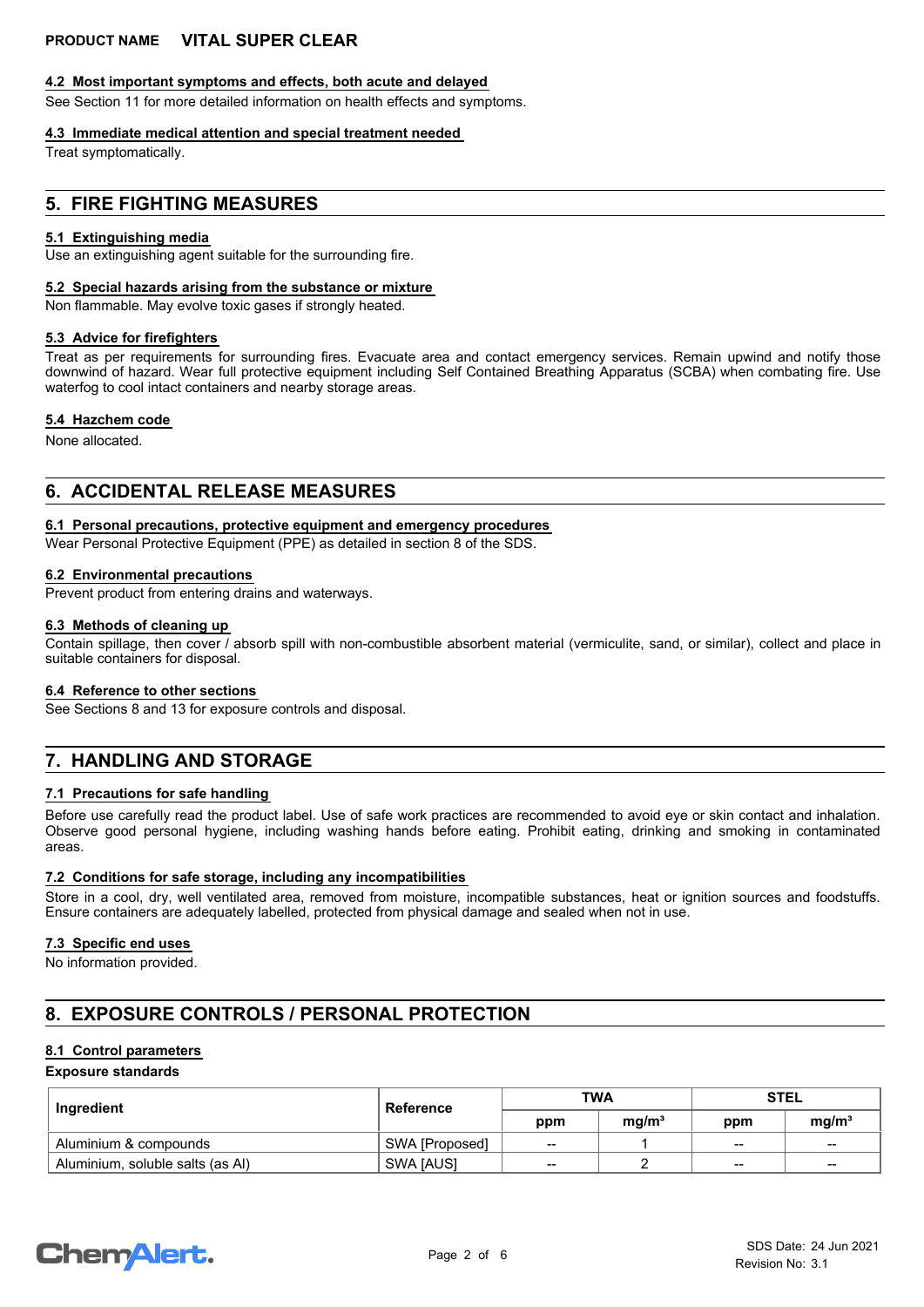#### 4.2 Most important symptoms and effects, both acute and delayed

See Section 11 for more detailed information on health effects and symptoms.

#### 4.3 Immediate medical attention and special treatment needed

Treat symptomatically.

## 5. FIRE FIGHTING MEASURES

#### 5.1 Extinguishing media

Use an extinguishing agent suitable for the surrounding fire.

#### 5.2 Special hazards arising from the substance or mixture

Non flammable. May evolve toxic gases if strongly heated.

#### 5.3 Advice for firefighters

Treat as per requirements for surrounding fires. Evacuate area and contact emergency services. Remain upwind and notify those downwind of hazard. Wear full protective equipment including Self Contained Breathing Apparatus (SCBA) when combating fire. Use waterfog to cool intact containers and nearby storage areas.

#### 5.4 Hazchem code

None allocated.

## 6. ACCIDENTAL RELEASE MEASURES

#### 6.1 Personal precautions, protective equipment and emergency procedures

Wear Personal Protective Equipment (PPE) as detailed in section 8 of the SDS.

#### 6.2 Environmental precautions

Prevent product from entering drains and waterways.

#### 6.3 Methods of cleaning up

Contain spillage, then cover / absorb spill with non-combustible absorbent material (vermiculite, sand, or similar), collect and place in suitable containers for disposal.

#### 6.4 Reference to other sections

See Sections 8 and 13 for exposure controls and disposal.

## 7. HANDLING AND STORAGE

#### 7.1 Precautions for safe handling

Before use carefully read the product label. Use of safe work practices are recommended to avoid eye or skin contact and inhalation. Observe good personal hygiene, including washing hands before eating. Prohibit eating, drinking and smoking in contaminated areas.

#### 7.2 Conditions for safe storage, including any incompatibilities

Store in a cool, dry, well ventilated area, removed from moisture, incompatible substances, heat or ignition sources and foodstuffs. Ensure containers are adequately labelled, protected from physical damage and sealed when not in use.

#### 7.3 Specific end uses

No information provided.

## 8. EXPOSURE CONTROLS / PERSONAL PROTECTION

#### 8.1 Control parameters

**Exposure standards**

| Ingredient | Reference | TWA | | STEL | |
|---|---|---|---|---|---|
| | | ppm | mg/m³ | ppm | mg/m³ |
| Aluminium & compounds | SWA [Proposed] | -- | 1 | -- | -- |
| Aluminium, soluble salts (as Al) | SWA [AUS] | -- | 2 | -- | -- |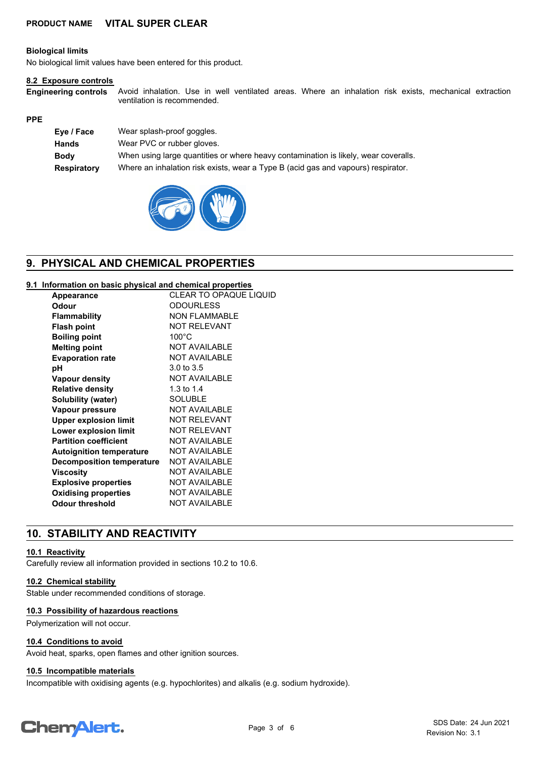**PRODUCT NAME VITAL SUPER CLEAR**

**Biological limits**

No biological limit values have been entered for this product.

### 8.2 Exposure controls

**Engineering controls** Avoid inhalation. Use in well ventilated areas. Where an inhalation risk exists, mechanical extraction ventilation is recommended.

**PPE**

| | |
|---|---|
| **Eye / Face** | Wear splash-proof goggles. |
| **Hands** | Wear PVC or rubber gloves. |
| **Body** | When using large quantities or where heavy contamination is likely, wear coveralls. |
| **Respiratory** | Where an inhalation risk exists, wear a Type B (acid gas and vapours) respirator. |

## 9. PHYSICAL AND CHEMICAL PROPERTIES

### 9.1 Information on basic physical and chemical properties

| | |
|---|---|
| **Appearance** | CLEAR TO OPAQUE LIQUID |
| **Odour** | ODOURLESS |
| **Flammability** | NON FLAMMABLE |
| **Flash point** | NOT RELEVANT |
| **Boiling point** | 100°C |
| **Melting point** | NOT AVAILABLE |
| **Evaporation rate** | NOT AVAILABLE |
| **pH** | 3.0 to 3.5 |
| **Vapour density** | NOT AVAILABLE |
| **Relative density** | 1.3 to 1.4 |
| **Solubility (water)** | SOLUBLE |
| **Vapour pressure** | NOT AVAILABLE |
| **Upper explosion limit** | NOT RELEVANT |
| **Lower explosion limit** | NOT RELEVANT |
| **Partition coefficient** | NOT AVAILABLE |
| **Autoignition temperature** | NOT AVAILABLE |
| **Decomposition temperature** | NOT AVAILABLE |
| **Viscosity** | NOT AVAILABLE |
| **Explosive properties** | NOT AVAILABLE |
| **Oxidising properties** | NOT AVAILABLE |
| **Odour threshold** | NOT AVAILABLE |

## 10. STABILITY AND REACTIVITY

### 10.1 Reactivity

Carefully review all information provided in sections 10.2 to 10.6.

### 10.2 Chemical stability

Stable under recommended conditions of storage.

### 10.3 Possibility of hazardous reactions

Polymerization will not occur.

### 10.4 Conditions to avoid

Avoid heat, sparks, open flames and other ignition sources.

### 10.5 Incompatible materials

Incompatible with oxidising agents (e.g. hypochlorites) and alkalis (e.g. sodium hydroxide).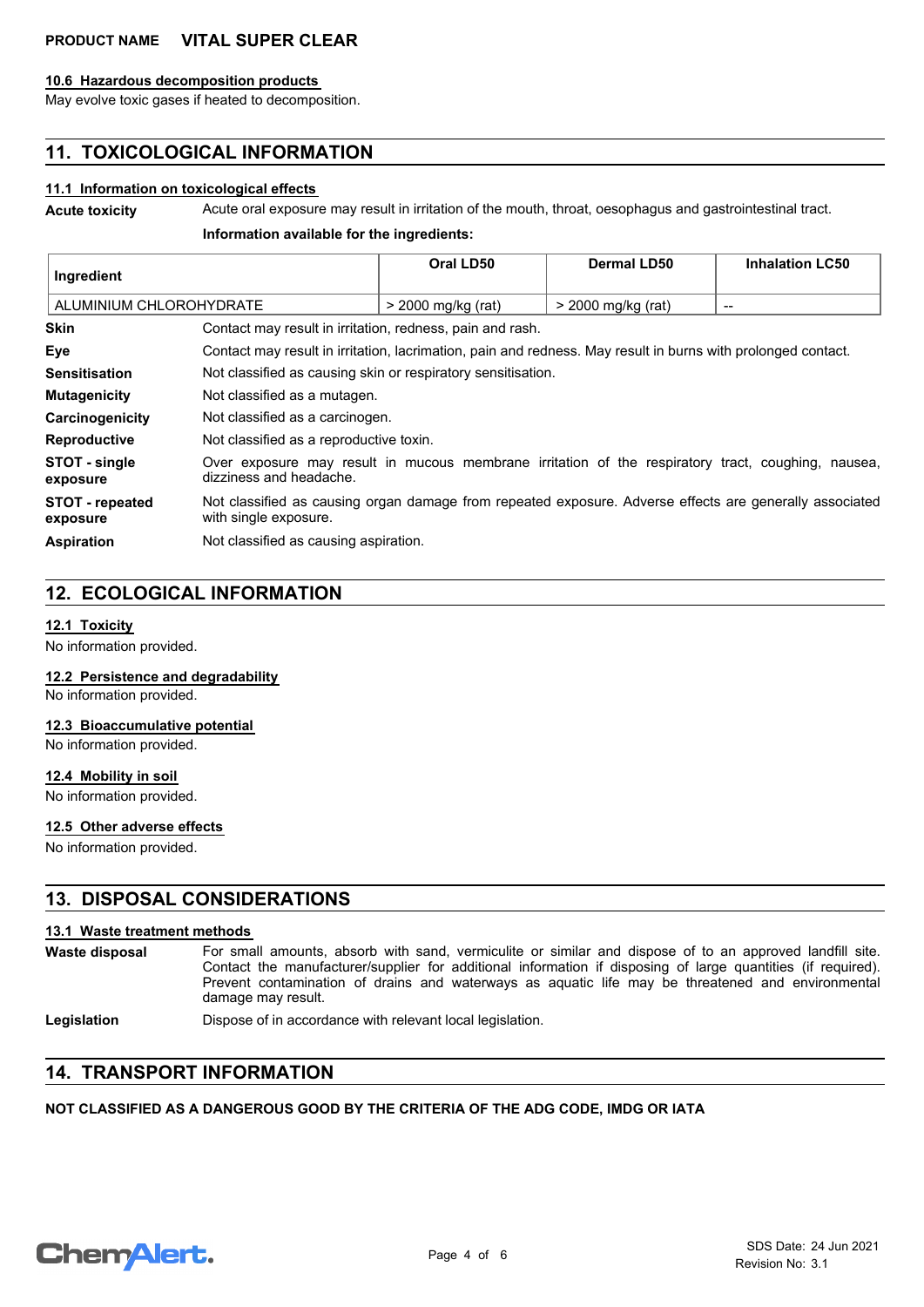### 10.6 Hazardous decomposition products

May evolve toxic gases if heated to decomposition.

## 11. TOXICOLOGICAL INFORMATION

### 11.1 Information on toxicological effects

**Acute toxicity** Acute oral exposure may result in irritation of the mouth, throat, oesophagus and gastrointestinal tract.

**Information available for the ingredients:**

| Ingredient | Oral LD50 | Dermal LD50 | Inhalation LC50 |
|---|---|---|---|
| ALUMINIUM CHLOROHYDRATE | > 2000 mg/kg (rat) | > 2000 mg/kg (rat) | -- |

**Skin** Contact may result in irritation, redness, pain and rash.

**Eye** Contact may result in irritation, lacrimation, pain and redness. May result in burns with prolonged contact.

**Sensitisation** Not classified as causing skin or respiratory sensitisation.

**Mutagenicity** Not classified as a mutagen.

**Carcinogenicity** Not classified as a carcinogen.

**Reproductive** Not classified as a reproductive toxin.

**STOT - single exposure** Over exposure may result in mucous membrane irritation of the respiratory tract, coughing, nausea, dizziness and headache.

**STOT - repeated exposure** Not classified as causing organ damage from repeated exposure. Adverse effects are generally associated with single exposure.

**Aspiration** Not classified as causing aspiration.

## 12. ECOLOGICAL INFORMATION

### 12.1 Toxicity

No information provided.

### 12.2 Persistence and degradability

No information provided.

### 12.3 Bioaccumulative potential

No information provided.

### 12.4 Mobility in soil

No information provided.

### 12.5 Other adverse effects

No information provided.

## 13. DISPOSAL CONSIDERATIONS

### 13.1 Waste treatment methods

**Waste disposal** For small amounts, absorb with sand, vermiculite or similar and dispose of to an approved landfill site. Contact the manufacturer/supplier for additional information if disposing of large quantities (if required). Prevent contamination of drains and waterways as aquatic life may be threatened and environmental damage may result.

**Legislation** Dispose of in accordance with relevant local legislation.

## 14. TRANSPORT INFORMATION

**NOT CLASSIFIED AS A DANGEROUS GOOD BY THE CRITERIA OF THE ADG CODE, IMDG OR IATA**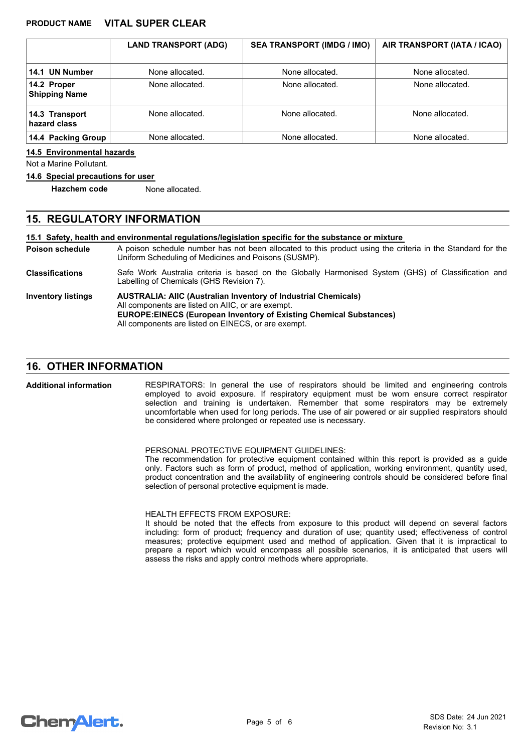| | LAND TRANSPORT (ADG) | SEA TRANSPORT (IMDG / IMO) | AIR TRANSPORT (IATA / ICAO) |
|---|---|---|---|
| **14.1 UN Number** | None allocated. | None allocated. | None allocated. |
| **14.2 Proper Shipping Name** | None allocated. | None allocated. | None allocated. |
| **14.3 Transport hazard class** | None allocated. | None allocated. | None allocated. |
| **14.4 Packing Group** | None allocated. | None allocated. | None allocated. |

**14.5 Environmental hazards**

Not a Marine Pollutant.

**14.6 Special precautions for user**

**Hazchem code** None allocated.

## 15. REGULATORY INFORMATION

**15.1 Safety, health and environmental regulations/legislation specific for the substance or mixture**

**Poison schedule** A poison schedule number has not been allocated to this product using the criteria in the Standard for the Uniform Scheduling of Medicines and Poisons (SUSMP).

**Classifications** Safe Work Australia criteria is based on the Globally Harmonised System (GHS) of Classification and Labelling of Chemicals (GHS Revision 7).

**Inventory listings**
**AUSTRALIA: AIIC (Australian Inventory of Industrial Chemicals)**
All components are listed on AIIC, or are exempt.
**EUROPE:EINECS (European Inventory of Existing Chemical Substances)**
All components are listed on EINECS, or are exempt.

## 16. OTHER INFORMATION

**Additional information**

RESPIRATORS: In general the use of respirators should be limited and engineering controls employed to avoid exposure. If respiratory equipment must be worn ensure correct respirator selection and training is undertaken. Remember that some respirators may be extremely uncomfortable when used for long periods. The use of air powered or air supplied respirators should be considered where prolonged or repeated use is necessary.

PERSONAL PROTECTIVE EQUIPMENT GUIDELINES:
The recommendation for protective equipment contained within this report is provided as a guide only. Factors such as form of product, method of application, working environment, quantity used, product concentration and the availability of engineering controls should be considered before final selection of personal protective equipment is made.

HEALTH EFFECTS FROM EXPOSURE:
It should be noted that the effects from exposure to this product will depend on several factors including: form of product; frequency and duration of use; quantity used; effectiveness of control measures; protective equipment used and method of application. Given that it is impractical to prepare a report which would encompass all possible scenarios, it is anticipated that users will assess the risks and apply control methods where appropriate.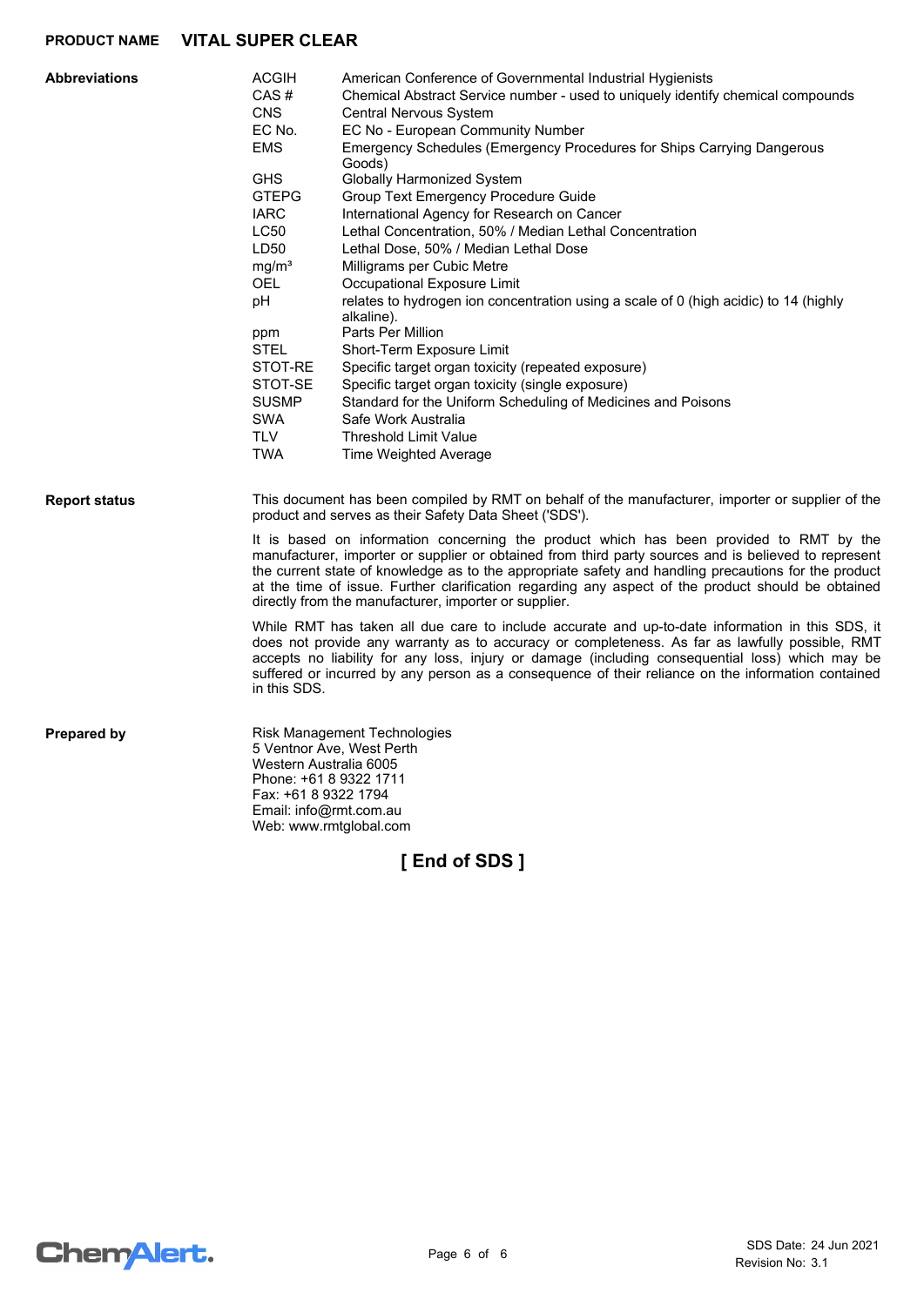**PRODUCT NAME** **VITAL SUPER CLEAR**

**Abbreviations**

| | |
|---|---|
| ACGIH | American Conference of Governmental Industrial Hygienists |
| CAS # | Chemical Abstract Service number - used to uniquely identify chemical compounds |
| CNS | Central Nervous System |
| EC No. | EC No - European Community Number |
| EMS | Emergency Schedules (Emergency Procedures for Ships Carrying Dangerous Goods) |
| GHS | Globally Harmonized System |
| GTEPG | Group Text Emergency Procedure Guide |
| IARC | International Agency for Research on Cancer |
| LC50 | Lethal Concentration, 50% / Median Lethal Concentration |
| LD50 | Lethal Dose, 50% / Median Lethal Dose |
| $mg/m^3$ | Milligrams per Cubic Metre |
| OEL | Occupational Exposure Limit |
| pH | relates to hydrogen ion concentration using a scale of 0 (high acidic) to 14 (highly alkaline). |
| ppm | Parts Per Million |
| STEL | Short-Term Exposure Limit |
| STOT-RE | Specific target organ toxicity (repeated exposure) |
| STOT-SE | Specific target organ toxicity (single exposure) |
| SUSMP | Standard for the Uniform Scheduling of Medicines and Poisons |
| SWA | Safe Work Australia |
| TLV | Threshold Limit Value |
| TWA | Time Weighted Average |

**Report status**

This document has been compiled by RMT on behalf of the manufacturer, importer or supplier of the product and serves as their Safety Data Sheet ('SDS').

It is based on information concerning the product which has been provided to RMT by the manufacturer, importer or supplier or obtained from third party sources and is believed to represent the current state of knowledge as to the appropriate safety and handling precautions for the product at the time of issue. Further clarification regarding any aspect of the product should be obtained directly from the manufacturer, importer or supplier.

While RMT has taken all due care to include accurate and up-to-date information in this SDS, it does not provide any warranty as to accuracy or completeness. As far as lawfully possible, RMT accepts no liability for any loss, injury or damage (including consequential loss) which may be suffered or incurred by any person as a consequence of their reliance on the information contained in this SDS.

**Prepared by**

Risk Management Technologies
5 Ventnor Ave, West Perth
Western Australia 6005
Phone: +61 8 9322 1711
Fax: +61 8 9322 1794
Email: info@rmt.com.au
Web: www.rmtglobal.com

**[ End of SDS ]**

SDS Date: 24 Jun 2021
Revision No: 3.1